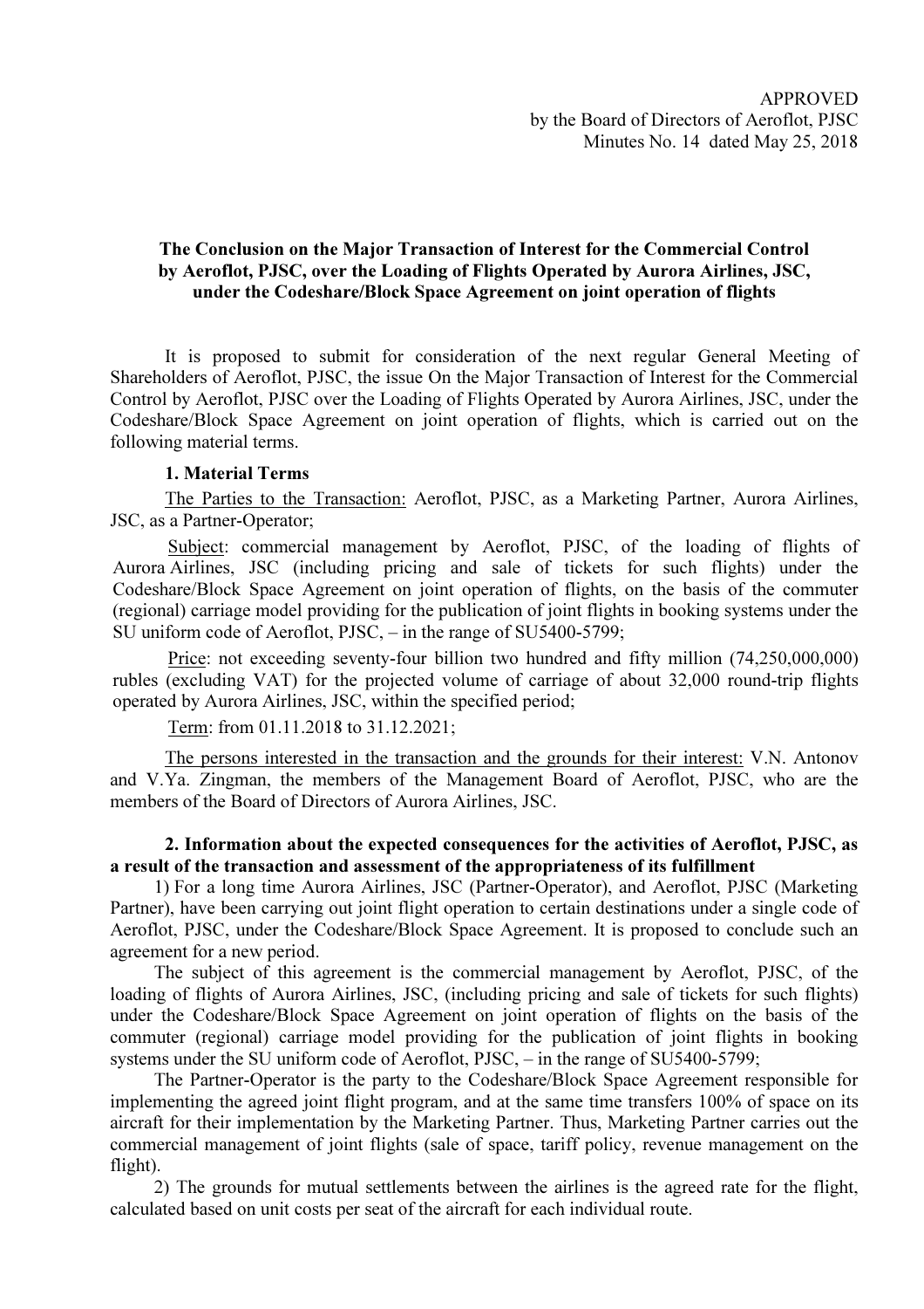APPROVED
by the Board of Directors of Aeroflot, PJSC
Minutes No. 14 dated May 25, 2018

**The Conclusion on the Major Transaction of Interest for the Commercial Control by Aeroflot, PJSC, over the Loading of Flights Operated by Aurora Airlines, JSC, under the Codeshare/Block Space Agreement on joint operation of flights**

It is proposed to submit for consideration of the next regular General Meeting of Shareholders of Aeroflot, PJSC, the issue On the Major Transaction of Interest for the Commercial Control by Aeroflot, PJSC over the Loading of Flights Operated by Aurora Airlines, JSC, under the Codeshare/Block Space Agreement on joint operation of flights, which is carried out on the following material terms.

**1. Material Terms**

The Parties to the Transaction: Aeroflot, PJSC, as a Marketing Partner, Aurora Airlines, JSC, as a Partner-Operator;

Subject: commercial management by Aeroflot, PJSC, of the loading of flights of Aurora Airlines, JSC (including pricing and sale of tickets for such flights) under the Codeshare/Block Space Agreement on joint operation of flights, on the basis of the commuter (regional) carriage model providing for the publication of joint flights in booking systems under the SU uniform code of Aeroflot, PJSC, – in the range of SU5400-5799;

Price: not exceeding seventy-four billion two hundred and fifty million (74,250,000,000) rubles (excluding VAT) for the projected volume of carriage of about 32,000 round-trip flights operated by Aurora Airlines, JSC, within the specified period;

Term: from 01.11.2018 to 31.12.2021;

The persons interested in the transaction and the grounds for their interest: V.N. Antonov and V.Ya. Zingman, the members of the Management Board of Aeroflot, PJSC, who are the members of the Board of Directors of Aurora Airlines, JSC.

**2. Information about the expected consequences for the activities of Aeroflot, PJSC, as a result of the transaction and assessment of the appropriateness of its fulfillment**

1) For a long time Aurora Airlines, JSC (Partner-Operator), and Aeroflot, PJSC (Marketing Partner), have been carrying out joint flight operation to certain destinations under a single code of Aeroflot, PJSC, under the Codeshare/Block Space Agreement. It is proposed to conclude such an agreement for a new period.

The subject of this agreement is the commercial management by Aeroflot, PJSC, of the loading of flights of Aurora Airlines, JSC, (including pricing and sale of tickets for such flights) under the Codeshare/Block Space Agreement on joint operation of flights on the basis of the commuter (regional) carriage model providing for the publication of joint flights in booking systems under the SU uniform code of Aeroflot, PJSC, – in the range of SU5400-5799;

The Partner-Operator is the party to the Codeshare/Block Space Agreement responsible for implementing the agreed joint flight program, and at the same time transfers 100% of space on its aircraft for their implementation by the Marketing Partner. Thus, Marketing Partner carries out the commercial management of joint flights (sale of space, tariff policy, revenue management on the flight).

2) The grounds for mutual settlements between the airlines is the agreed rate for the flight, calculated based on unit costs per seat of the aircraft for each individual route.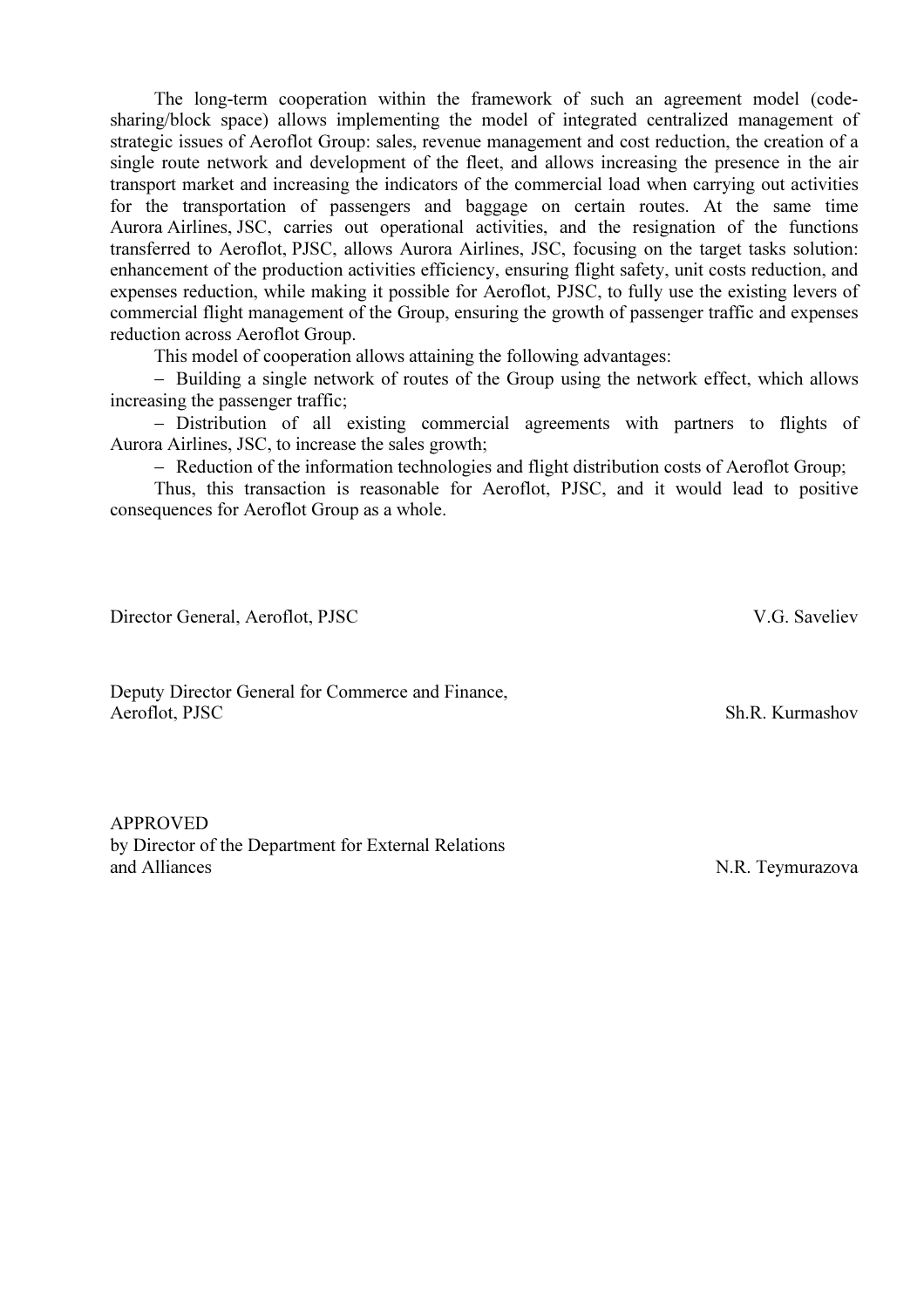The long-term cooperation within the framework of such an agreement model (code-sharing/block space) allows implementing the model of integrated centralized management of strategic issues of Aeroflot Group: sales, revenue management and cost reduction, the creation of a single route network and development of the fleet, and allows increasing the presence in the air transport market and increasing the indicators of the commercial load when carrying out activities for the transportation of passengers and baggage on certain routes. At the same time Aurora Airlines, JSC, carries out operational activities, and the resignation of the functions transferred to Aeroflot, PJSC, allows Aurora Airlines, JSC, focusing on the target tasks solution: enhancement of the production activities efficiency, ensuring flight safety, unit costs reduction, and expenses reduction, while making it possible for Aeroflot, PJSC, to fully use the existing levers of commercial flight management of the Group, ensuring the growth of passenger traffic and expenses reduction across Aeroflot Group.

This model of cooperation allows attaining the following advantages:

- Building a single network of routes of the Group using the network effect, which allows increasing the passenger traffic;
- Distribution of all existing commercial agreements with partners to flights of Aurora Airlines, JSC, to increase the sales growth;
- Reduction of the information technologies and flight distribution costs of Aeroflot Group;

Thus, this transaction is reasonable for Aeroflot, PJSC, and it would lead to positive consequences for Aeroflot Group as a whole.

Director General, Aeroflot, PJSC — V.G. Saveliev

Deputy Director General for Commerce and Finance,
Aeroflot, PJSC — Sh.R. Kurmashov

APPROVED
by Director of the Department for External Relations
and Alliances — N.R. Teymurazova